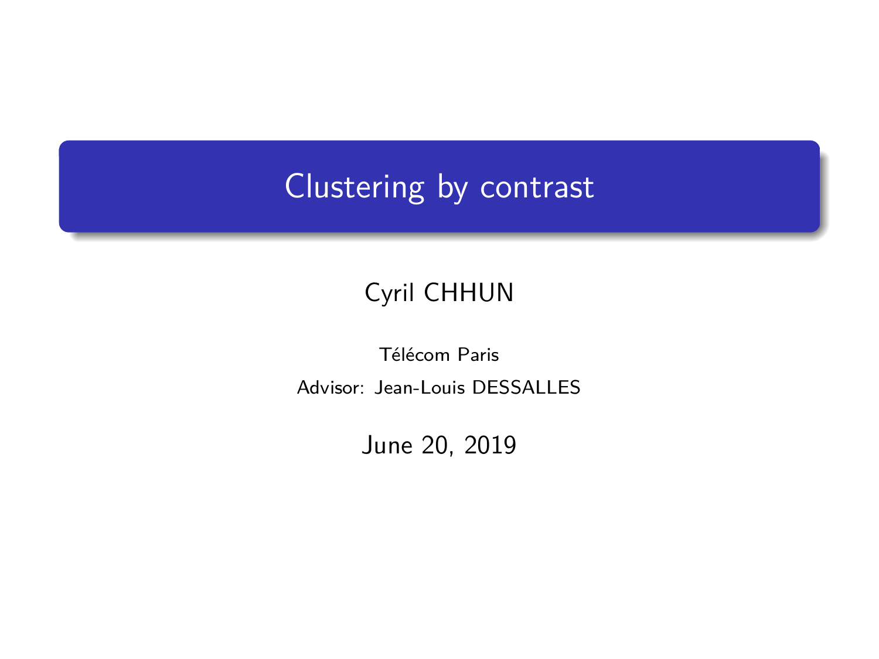# Clustering by contrast

Cyril CHHUN

Télécom Paris

Advisor: Jean-Louis DESSALLES

June 20, 2019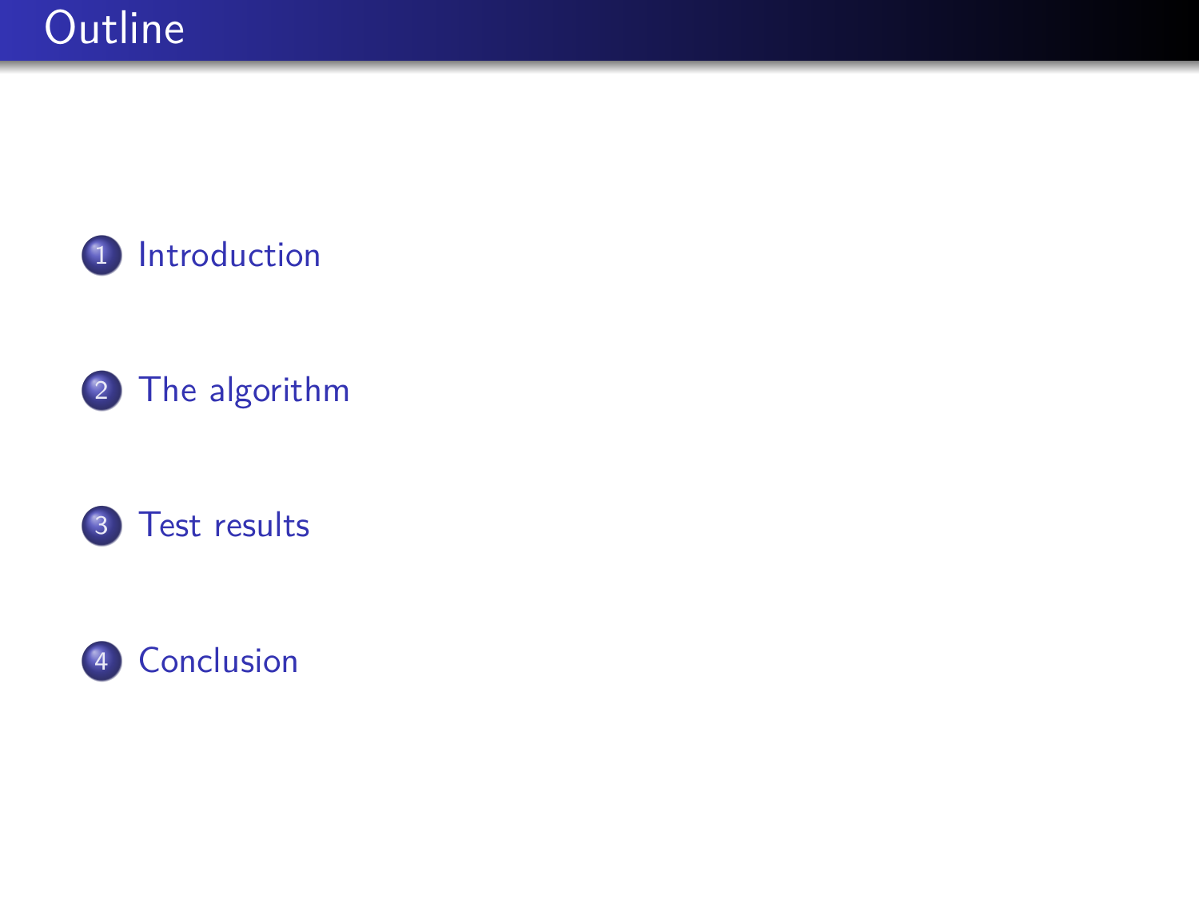# Outline

1. Introduction
2. The algorithm
3. Test results
4. Conclusion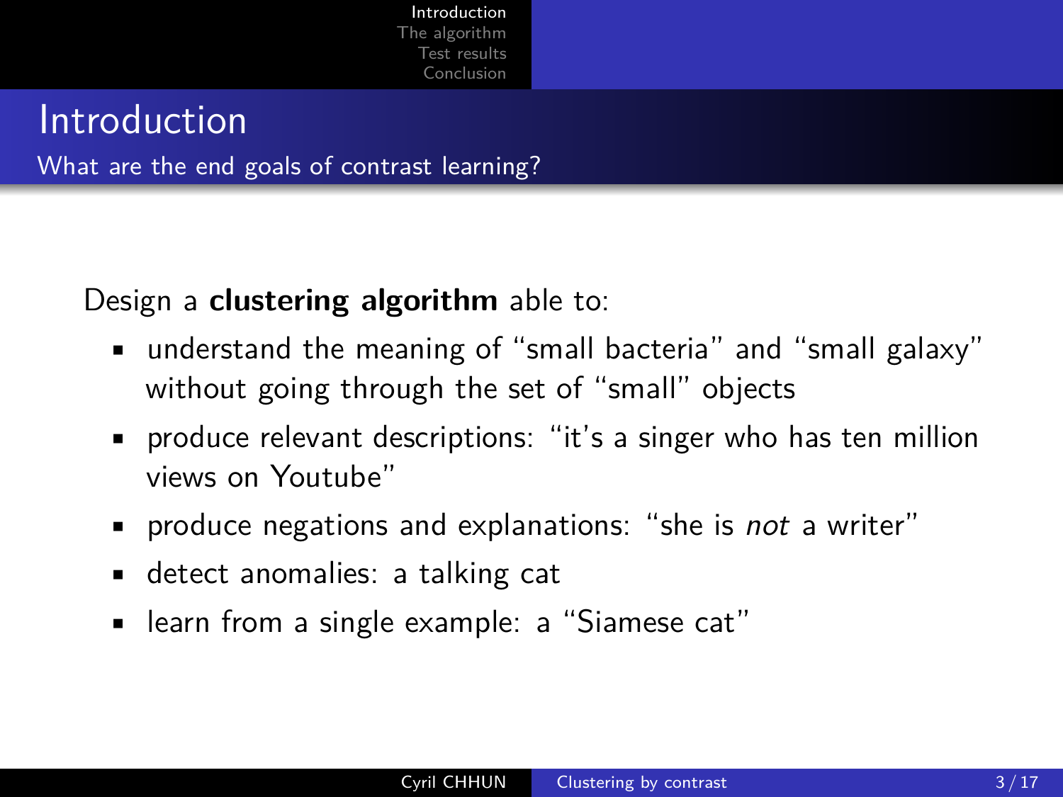# Introduction

## What are the end goals of contrast learning?

Design a **clustering algorithm** able to:

- understand the meaning of “small bacteria” and “small galaxy” without going through the set of “small” objects
- produce relevant descriptions: “it’s a singer who has ten million views on Youtube”
- produce negations and explanations: “she is *not* a writer”
- detect anomalies: a talking cat
- learn from a single example: a “Siamese cat”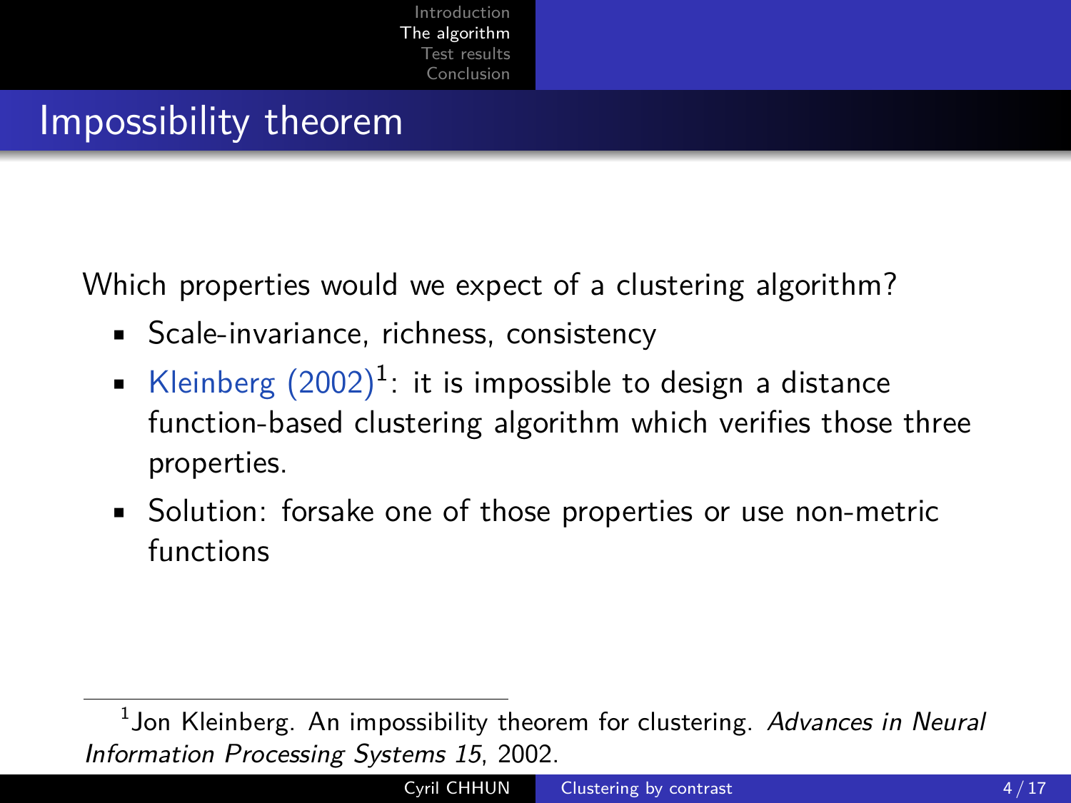# Impossibility theorem

Which properties would we expect of a clustering algorithm?

- Scale-invariance, richness, consistency
- Kleinberg (2002)[1]: it is impossible to design a distance function-based clustering algorithm which verifies those three properties.
- Solution: forsake one of those properties or use non-metric functions

[1] Jon Kleinberg. An impossibility theorem for clustering. *Advances in Neural Information Processing Systems 15*, 2002.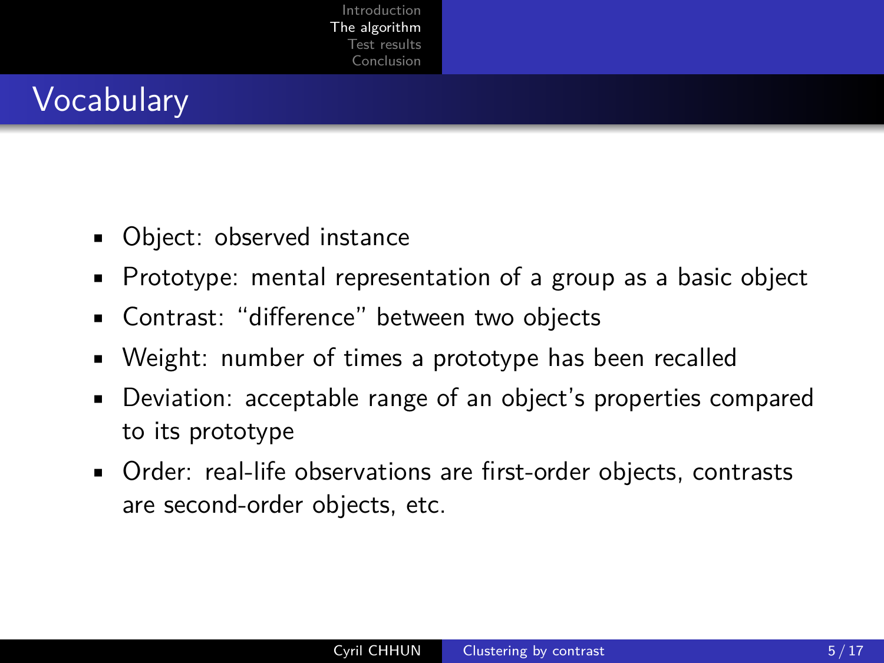# Vocabulary

- Object: observed instance
- Prototype: mental representation of a group as a basic object
- Contrast: “difference” between two objects
- Weight: number of times a prototype has been recalled
- Deviation: acceptable range of an object’s properties compared to its prototype
- Order: real-life observations are first-order objects, contrasts are second-order objects, etc.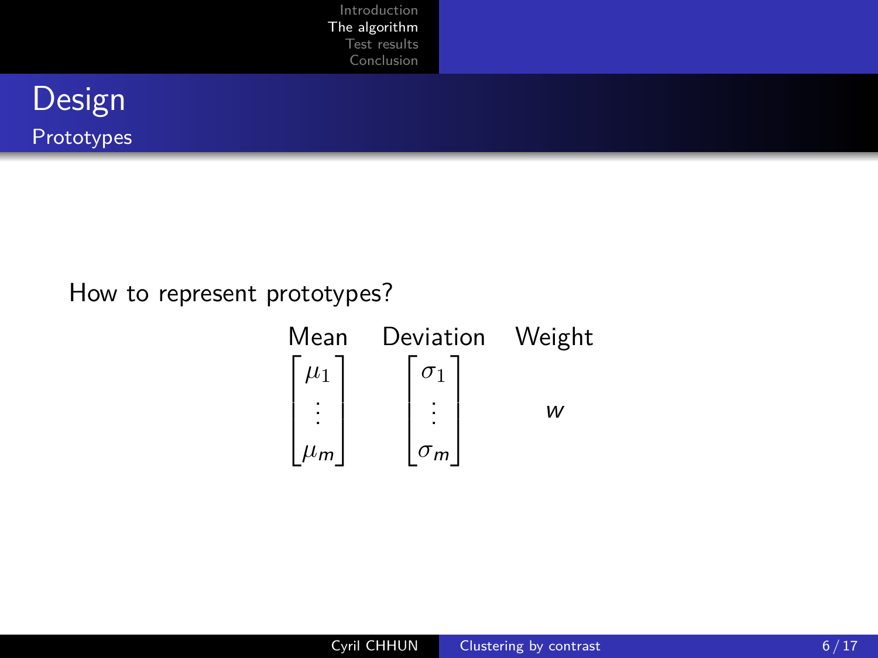# Design

## Prototypes

How to represent prototypes?

| Mean | Deviation | Weight |
|---|---|---|
| $\begin{bmatrix} \mu_1 \\ \vdots \\ \mu_m \end{bmatrix}$ | $\begin{bmatrix} \sigma_1 \\ \vdots \\ \sigma_m \end{bmatrix}$ | $w$ |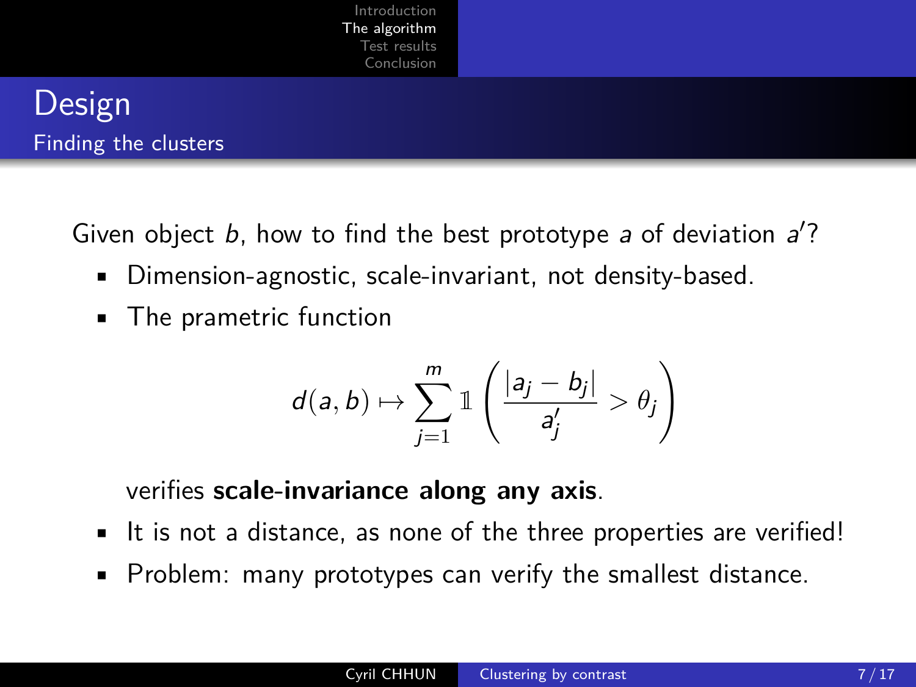# Design

## Finding the clusters

Given object $b$, how to find the best prototype $a$ of deviation $a'$?

- Dimension-agnostic, scale-invariant, not density-based.
- The prametric function

$$d(a, b) \mapsto \sum_{j=1}^{m} \mathbb{1}\left(\frac{|a_j - b_j|}{a'_j} > \theta_j\right)$$

  verifies **scale-invariance along any axis**.

- It is not a distance, as none of the three properties are verified!
- Problem: many prototypes can verify the smallest distance.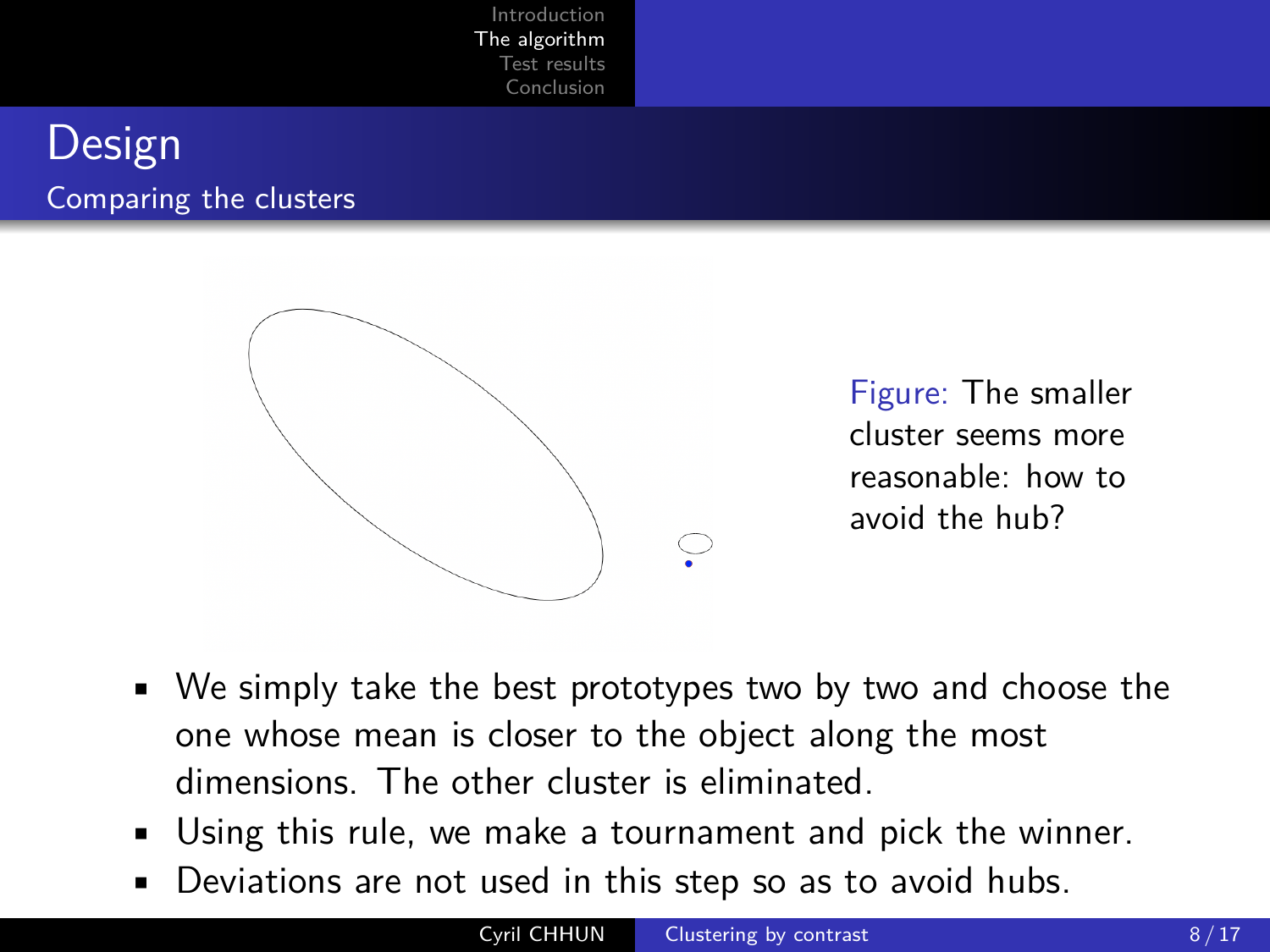## Design

### Comparing the clusters

Figure: The smaller cluster seems more reasonable: how to avoid the hub?

- We simply take the best prototypes two by two and choose the one whose mean is closer to the object along the most dimensions. The other cluster is eliminated.
- Using this rule, we make a tournament and pick the winner.
- Deviations are not used in this step so as to avoid hubs.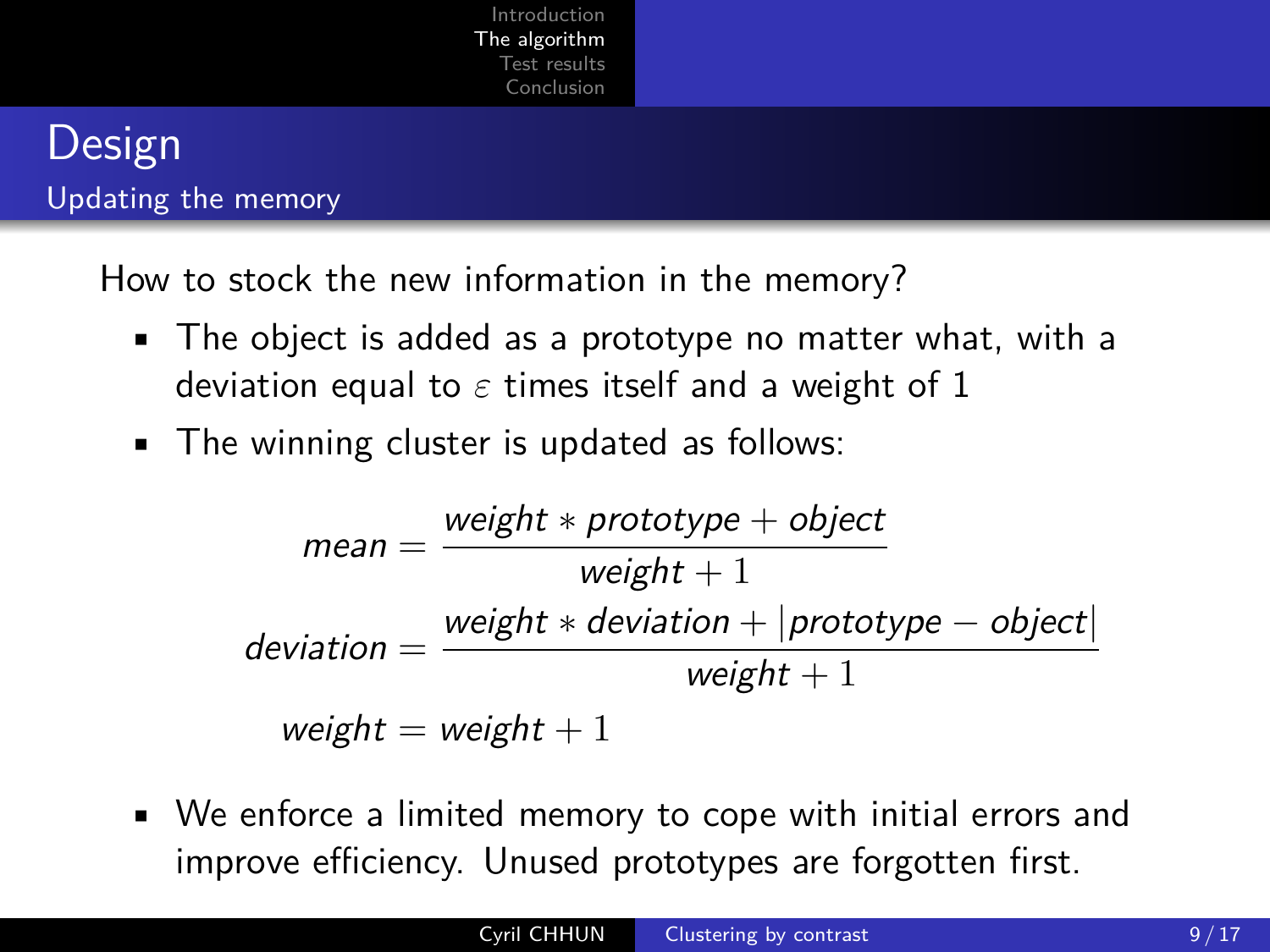## Design

### Updating the memory

How to stock the new information in the memory?

- The object is added as a prototype no matter what, with a deviation equal to $\varepsilon$ times itself and a weight of 1
- The winning cluster is updated as follows:

$$
\begin{aligned}
mean &= \frac{weight * prototype + object}{weight + 1} \\
deviation &= \frac{weight * deviation + |prototype - object|}{weight + 1} \\
weight &= weight + 1
\end{aligned}
$$

- We enforce a limited memory to cope with initial errors and improve efficiency. Unused prototypes are forgotten first.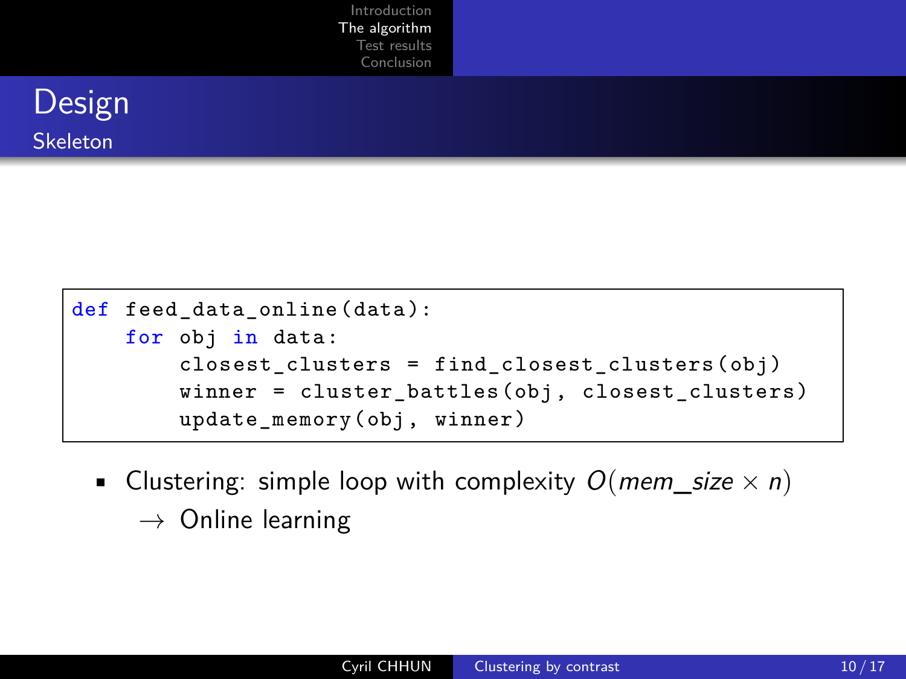## Design

### Skeleton

```
def feed_data_online(data):
    for obj in data:
        closest_clusters = find_closest_clusters(obj)
        winner = cluster_battles(obj, closest_clusters)
        update_memory(obj, winner)
```

- Clustering: simple loop with complexity $O(mem\_size \times n)$
  $\rightarrow$ Online learning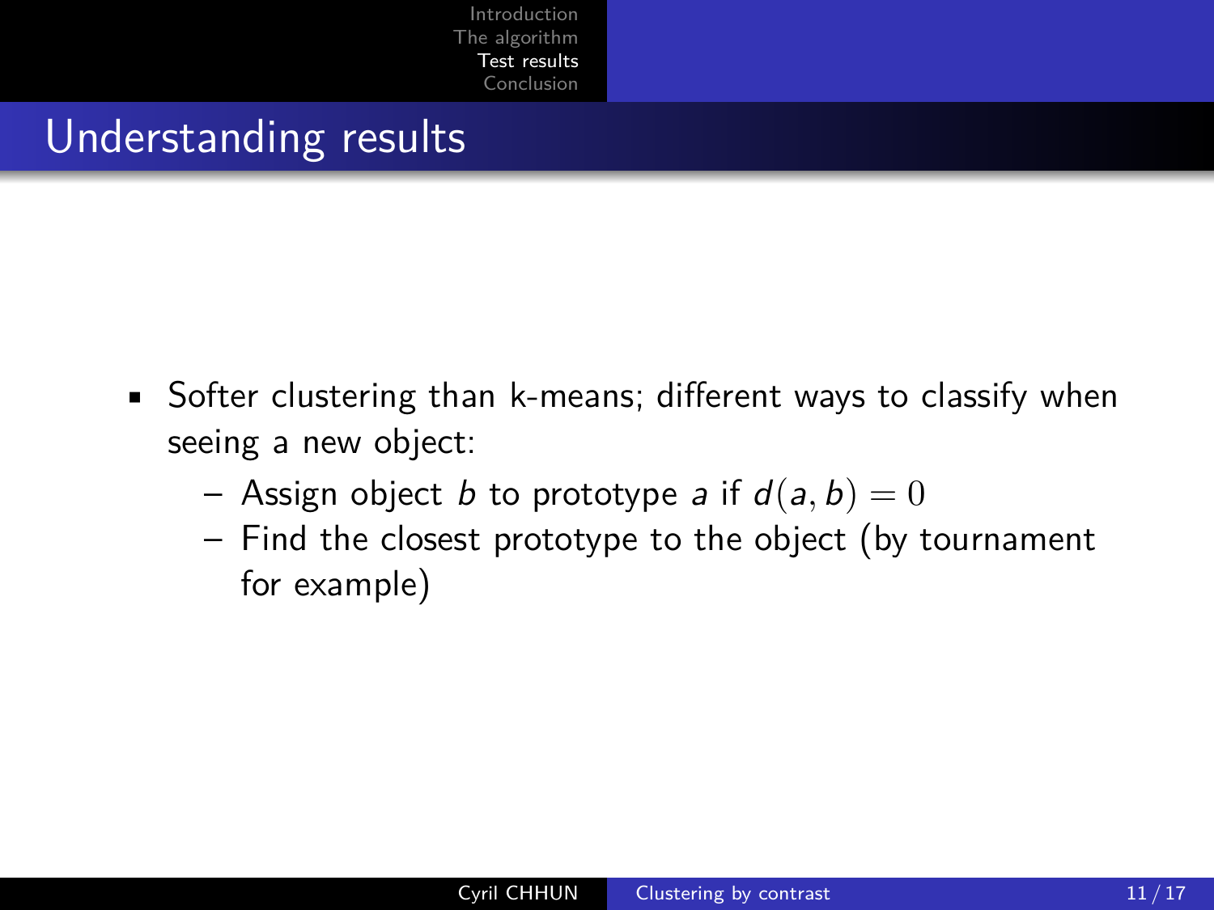## Understanding results

- Softer clustering than k-means; different ways to classify when seeing a new object:
  - Assign object $b$ to prototype $a$ if $d(a, b) = 0$
  - Find the closest prototype to the object (by tournament for example)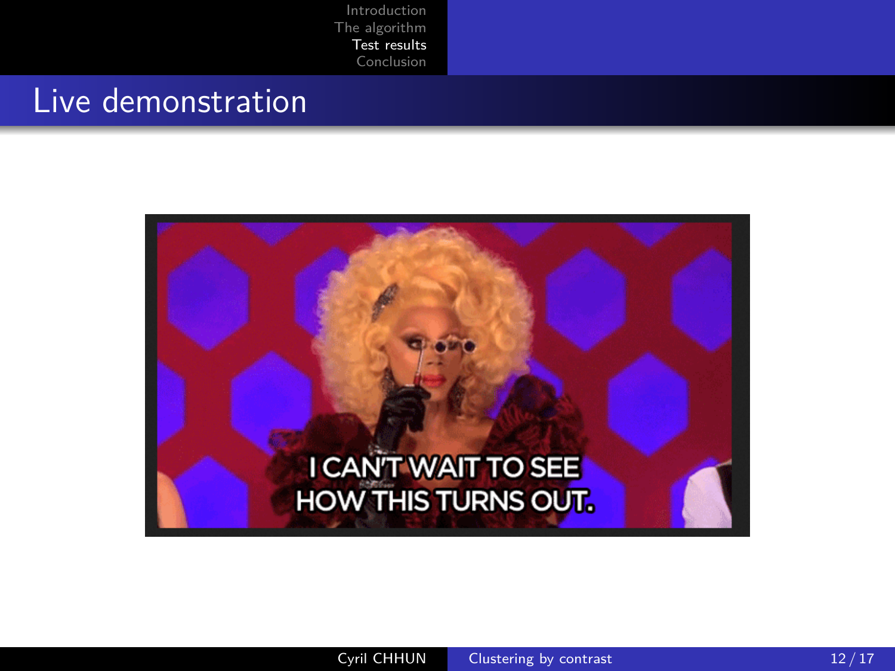## Live demonstration

I CAN'T WAIT TO SEE HOW THIS TURNS OUT.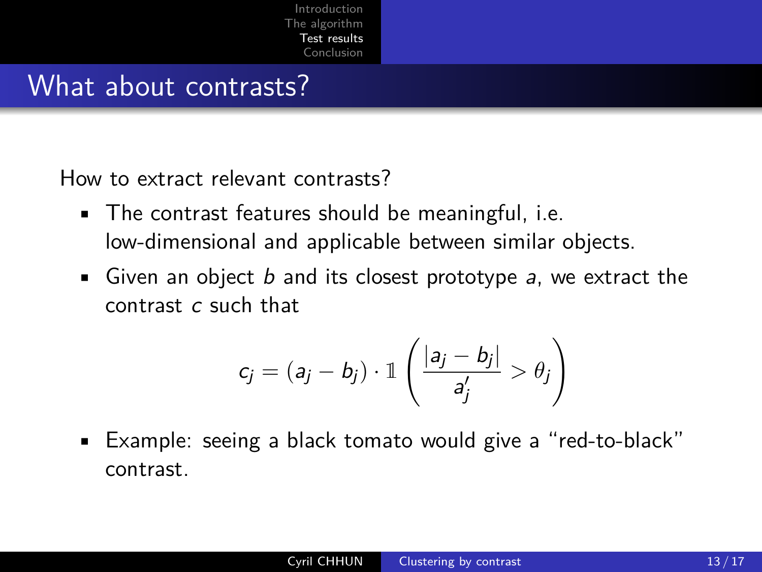# What about contrasts?

How to extract relevant contrasts?

- The contrast features should be meaningful, i.e. low-dimensional and applicable between similar objects.
- Given an object $b$ and its closest prototype $a$, we extract the contrast $c$ such that

$$c_j = (a_j - b_j) \cdot \mathbb{1}\left(\frac{|a_j - b_j|}{a'_j} > \theta_j\right)$$

- Example: seeing a black tomato would give a "red-to-black" contrast.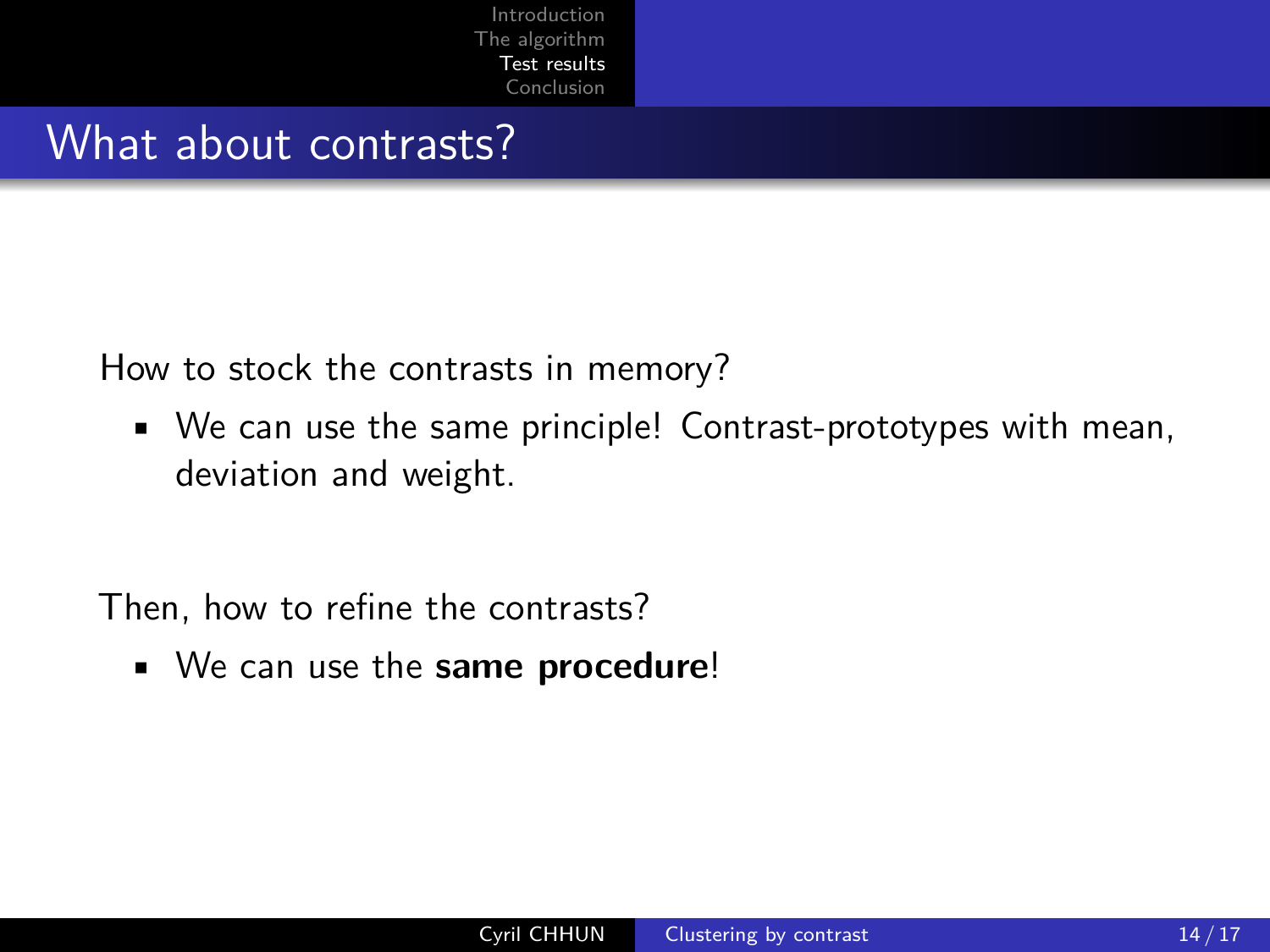# What about contrasts?

How to stock the contrasts in memory?

- We can use the same principle! Contrast-prototypes with mean, deviation and weight.

Then, how to refine the contrasts?

- We can use the **same procedure**!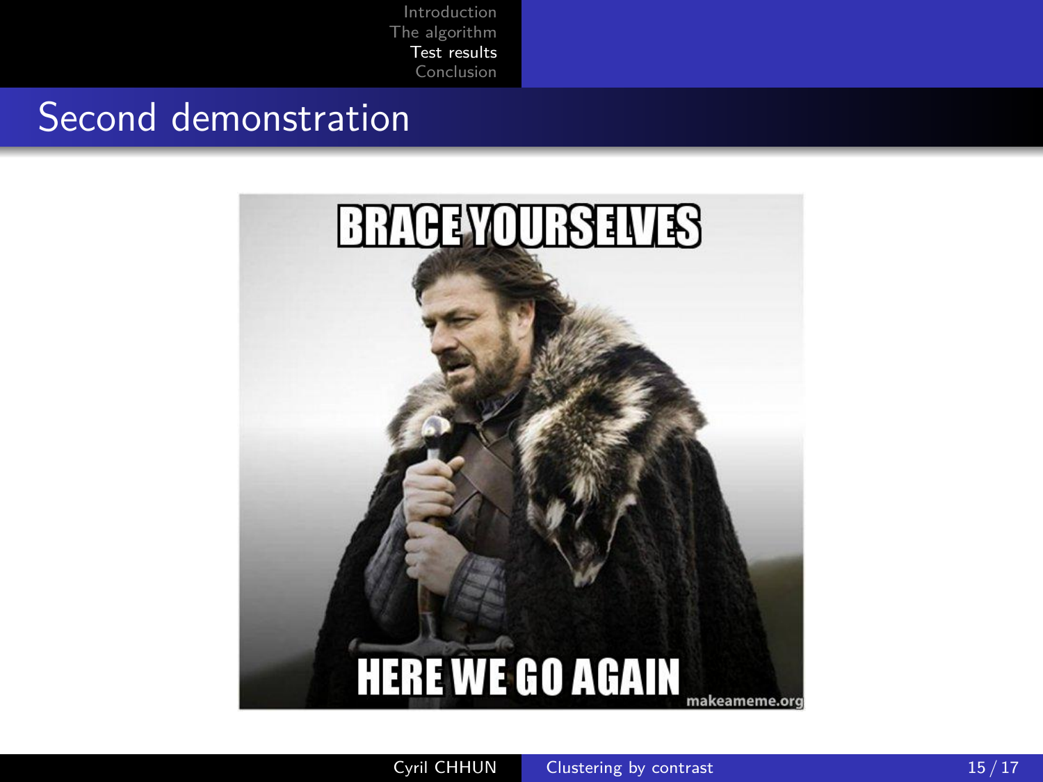## Second demonstration

BRACE YOURSELVES

HERE WE GO AGAIN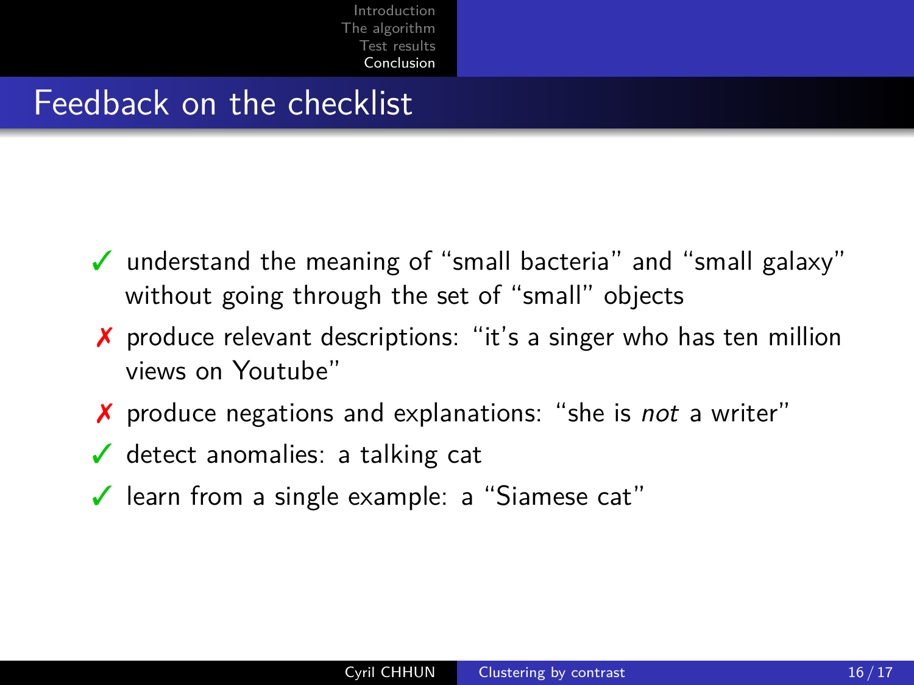## Feedback on the checklist

- ✓ understand the meaning of “small bacteria” and “small galaxy” without going through the set of “small” objects
- ✗ produce relevant descriptions: “it’s a singer who has ten million views on Youtube”
- ✗ produce negations and explanations: “she is *not* a writer”
- ✓ detect anomalies: a talking cat
- ✓ learn from a single example: a “Siamese cat”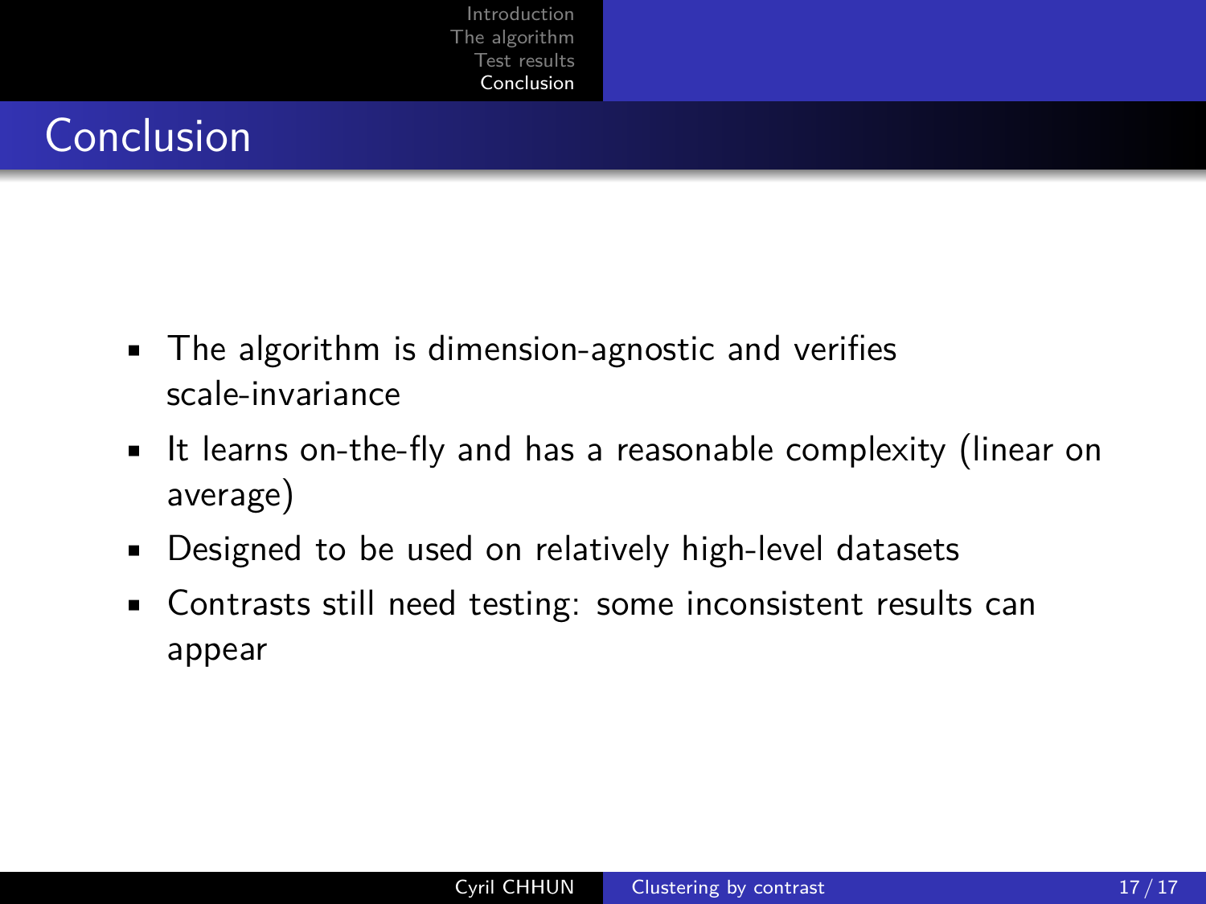# Conclusion

- The algorithm is dimension-agnostic and verifies scale-invariance
- It learns on-the-fly and has a reasonable complexity (linear on average)
- Designed to be used on relatively high-level datasets
- Contrasts still need testing: some inconsistent results can appear